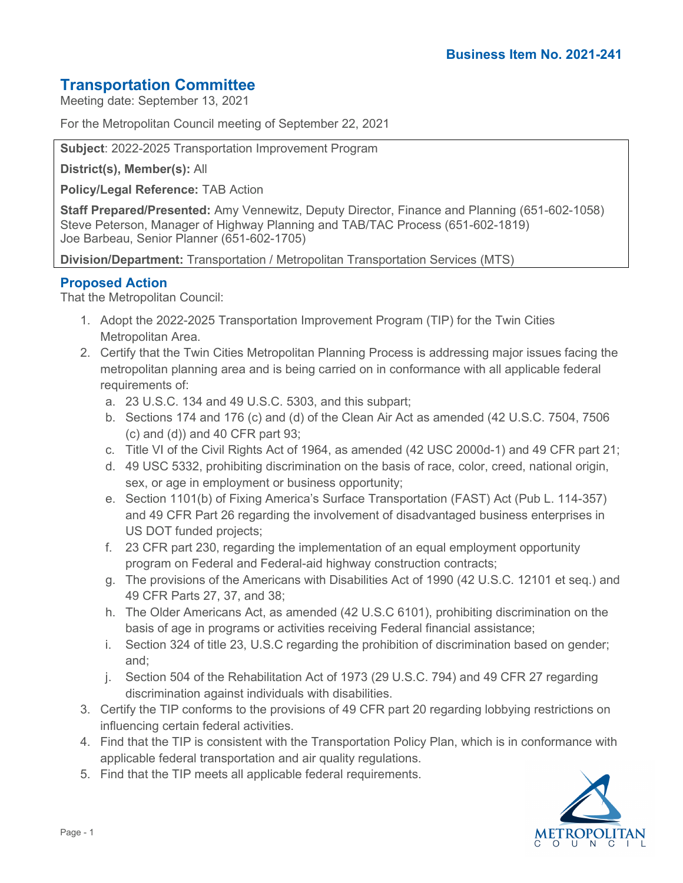**Business Item No. 2021-241**

# Transportation Committee

Meeting date: September 13, 2021

For the Metropolitan Council meeting of September 22, 2021

**Subject**: 2022-2025 Transportation Improvement Program

**District(s), Member(s):** All

**Policy/Legal Reference:** TAB Action

**Staff Prepared/Presented:** Amy Vennewitz, Deputy Director, Finance and Planning (651-602-1058)
Steve Peterson, Manager of Highway Planning and TAB/TAC Process (651-602-1819)
Joe Barbeau, Senior Planner (651-602-1705)

**Division/Department:** Transportation / Metropolitan Transportation Services (MTS)

## Proposed Action

That the Metropolitan Council:

1. Adopt the 2022-2025 Transportation Improvement Program (TIP) for the Twin Cities Metropolitan Area.
2. Certify that the Twin Cities Metropolitan Planning Process is addressing major issues facing the metropolitan planning area and is being carried on in conformance with all applicable federal requirements of:
   a. 23 U.S.C. 134 and 49 U.S.C. 5303, and this subpart;
   b. Sections 174 and 176 (c) and (d) of the Clean Air Act as amended (42 U.S.C. 7504, 7506 (c) and (d)) and 40 CFR part 93;
   c. Title VI of the Civil Rights Act of 1964, as amended (42 USC 2000d-1) and 49 CFR part 21;
   d. 49 USC 5332, prohibiting discrimination on the basis of race, color, creed, national origin, sex, or age in employment or business opportunity;
   e. Section 1101(b) of Fixing America's Surface Transportation (FAST) Act (Pub L. 114-357) and 49 CFR Part 26 regarding the involvement of disadvantaged business enterprises in US DOT funded projects;
   f. 23 CFR part 230, regarding the implementation of an equal employment opportunity program on Federal and Federal-aid highway construction contracts;
   g. The provisions of the Americans with Disabilities Act of 1990 (42 U.S.C. 12101 et seq.) and 49 CFR Parts 27, 37, and 38;
   h. The Older Americans Act, as amended (42 U.S.C 6101), prohibiting discrimination on the basis of age in programs or activities receiving Federal financial assistance;
   i. Section 324 of title 23, U.S.C regarding the prohibition of discrimination based on gender; and;
   j. Section 504 of the Rehabilitation Act of 1973 (29 U.S.C. 794) and 49 CFR 27 regarding discrimination against individuals with disabilities.
3. Certify the TIP conforms to the provisions of 49 CFR part 20 regarding lobbying restrictions on influencing certain federal activities.
4. Find that the TIP is consistent with the Transportation Policy Plan, which is in conformance with applicable federal transportation and air quality regulations.
5. Find that the TIP meets all applicable federal requirements.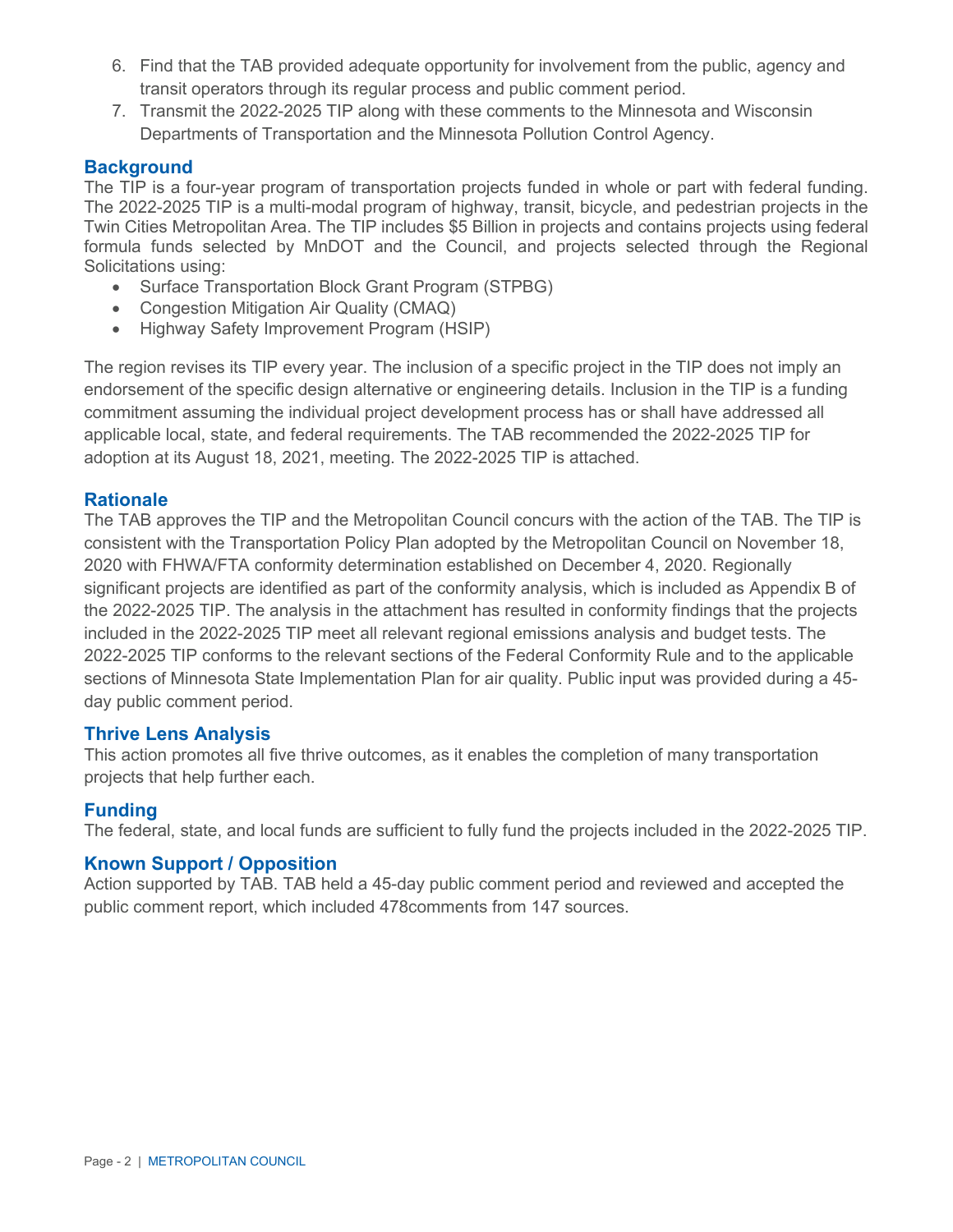6. Find that the TAB provided adequate opportunity for involvement from the public, agency and transit operators through its regular process and public comment period.
7. Transmit the 2022-2025 TIP along with these comments to the Minnesota and Wisconsin Departments of Transportation and the Minnesota Pollution Control Agency.

## Background

The TIP is a four-year program of transportation projects funded in whole or part with federal funding. The 2022-2025 TIP is a multi-modal program of highway, transit, bicycle, and pedestrian projects in the Twin Cities Metropolitan Area. The TIP includes $5 Billion in projects and contains projects using federal formula funds selected by MnDOT and the Council, and projects selected through the Regional Solicitations using:

- Surface Transportation Block Grant Program (STPBG)
- Congestion Mitigation Air Quality (CMAQ)
- Highway Safety Improvement Program (HSIP)

The region revises its TIP every year. The inclusion of a specific project in the TIP does not imply an endorsement of the specific design alternative or engineering details. Inclusion in the TIP is a funding commitment assuming the individual project development process has or shall have addressed all applicable local, state, and federal requirements. The TAB recommended the 2022-2025 TIP for adoption at its August 18, 2021, meeting. The 2022-2025 TIP is attached.

## Rationale

The TAB approves the TIP and the Metropolitan Council concurs with the action of the TAB. The TIP is consistent with the Transportation Policy Plan adopted by the Metropolitan Council on November 18, 2020 with FHWA/FTA conformity determination established on December 4, 2020. Regionally significant projects are identified as part of the conformity analysis, which is included as Appendix B of the 2022-2025 TIP. The analysis in the attachment has resulted in conformity findings that the projects included in the 2022-2025 TIP meet all relevant regional emissions analysis and budget tests. The 2022-2025 TIP conforms to the relevant sections of the Federal Conformity Rule and to the applicable sections of Minnesota State Implementation Plan for air quality. Public input was provided during a 45-day public comment period.

## Thrive Lens Analysis

This action promotes all five thrive outcomes, as it enables the completion of many transportation projects that help further each.

## Funding

The federal, state, and local funds are sufficient to fully fund the projects included in the 2022-2025 TIP.

## Known Support / Opposition

Action supported by TAB. TAB held a 45-day public comment period and reviewed and accepted the public comment report, which included 478comments from 147 sources.